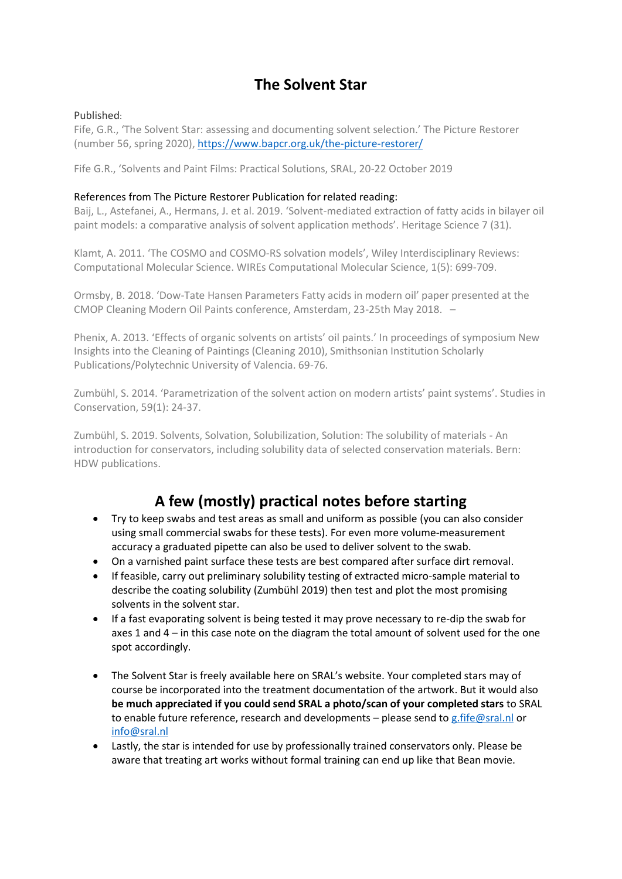# The Solvent Star

Published:

Fife, G.R., 'The Solvent Star: assessing and documenting solvent selection.' The Picture Restorer (number 56, spring 2020), [https://www.bapcr.org.uk/the-picture-restorer/](https://www.bapcr.org.uk/the-picture-restorer/)

Fife G.R., 'Solvents and Paint Films: Practical Solutions, SRAL, 20-22 October 2019

References from The Picture Restorer Publication for related reading:

Baij, L., Astefanei, A., Hermans, J. et al. 2019. 'Solvent-mediated extraction of fatty acids in bilayer oil paint models: a comparative analysis of solvent application methods'. Heritage Science 7 (31).

Klamt, A. 2011. 'The COSMO and COSMO-RS solvation models', Wiley Interdisciplinary Reviews: Computational Molecular Science. WIREs Computational Molecular Science, 1(5): 699-709.

Ormsby, B. 2018. 'Dow-Tate Hansen Parameters Fatty acids in modern oil' paper presented at the CMOP Cleaning Modern Oil Paints conference, Amsterdam, 23-25th May 2018. –

Phenix, A. 2013. 'Effects of organic solvents on artists' oil paints.' In proceedings of symposium New Insights into the Cleaning of Paintings (Cleaning 2010), Smithsonian Institution Scholarly Publications/Polytechnic University of Valencia. 69-76.

Zumbühl, S. 2014. 'Parametrization of the solvent action on modern artists' paint systems'. Studies in Conservation, 59(1): 24-37.

Zumbühl, S. 2019. Solvents, Solvation, Solubilization, Solution: The solubility of materials - An introduction for conservators, including solubility data of selected conservation materials. Bern: HDW publications.

## A few (mostly) practical notes before starting

- Try to keep swabs and test areas as small and uniform as possible (you can also consider using small commercial swabs for these tests). For even more volume-measurement accuracy a graduated pipette can also be used to deliver solvent to the swab.
- On a varnished paint surface these tests are best compared after surface dirt removal.
- If feasible, carry out preliminary solubility testing of extracted micro-sample material to describe the coating solubility (Zumbühl 2019) then test and plot the most promising solvents in the solvent star.
- If a fast evaporating solvent is being tested it may prove necessary to re-dip the swab for axes 1 and 4 – in this case note on the diagram the total amount of solvent used for the one spot accordingly.
- The Solvent Star is freely available here on SRAL's website. Your completed stars may of course be incorporated into the treatment documentation of the artwork. But it would also **be much appreciated if you could send SRAL a photo/scan of your completed stars** to SRAL to enable future reference, research and developments – please send to [g.fife@sral.nl](mailto:g.fife@sral.nl) or [info@sral.nl](mailto:info@sral.nl)
- Lastly, the star is intended for use by professionally trained conservators only. Please be aware that treating art works without formal training can end up like that Bean movie.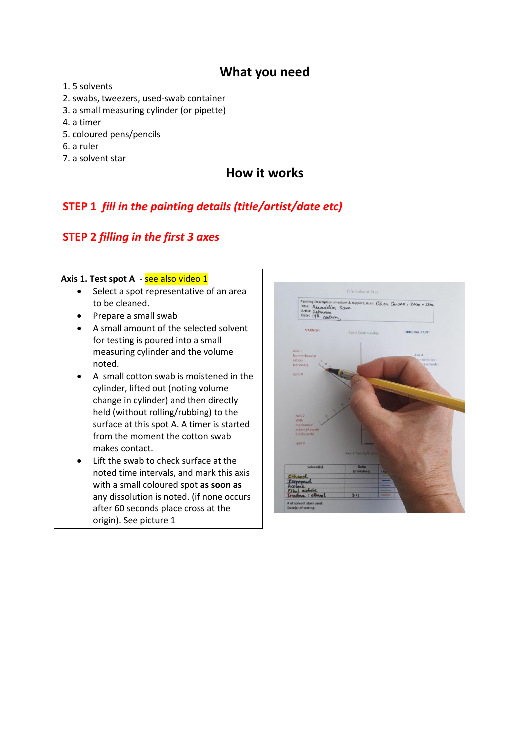## What you need

1. 5 solvents
2. swabs, tweezers, used-swab container
3. a small measuring cylinder (or pipette)
4. a timer
5. coloured pens/pencils
6. a ruler
7. a solvent star

## How it works

### STEP 1 *fill in the painting details (title/artist/date etc)*

### STEP 2 *filling in the first 3 axes*

**Axis 1. Test spot A** - see also video 1

- Select a spot representative of an area to be cleaned.
- Prepare a small swab
- A small amount of the selected solvent for testing is poured into a small measuring cylinder and the volume noted.
- A small cotton swab is moistened in the cylinder, lifted out (noting volume change in cylinder) and then directly held (without rolling/rubbing) to the surface at this spot A. A timer is started from the moment the cotton swab makes contact.
- Lift the swab to check surface at the noted time intervals, and mark this axis with a small coloured spot **as soon as** any dissolution is noted. (if none occurs after 60 seconds place cross at the origin). See picture 1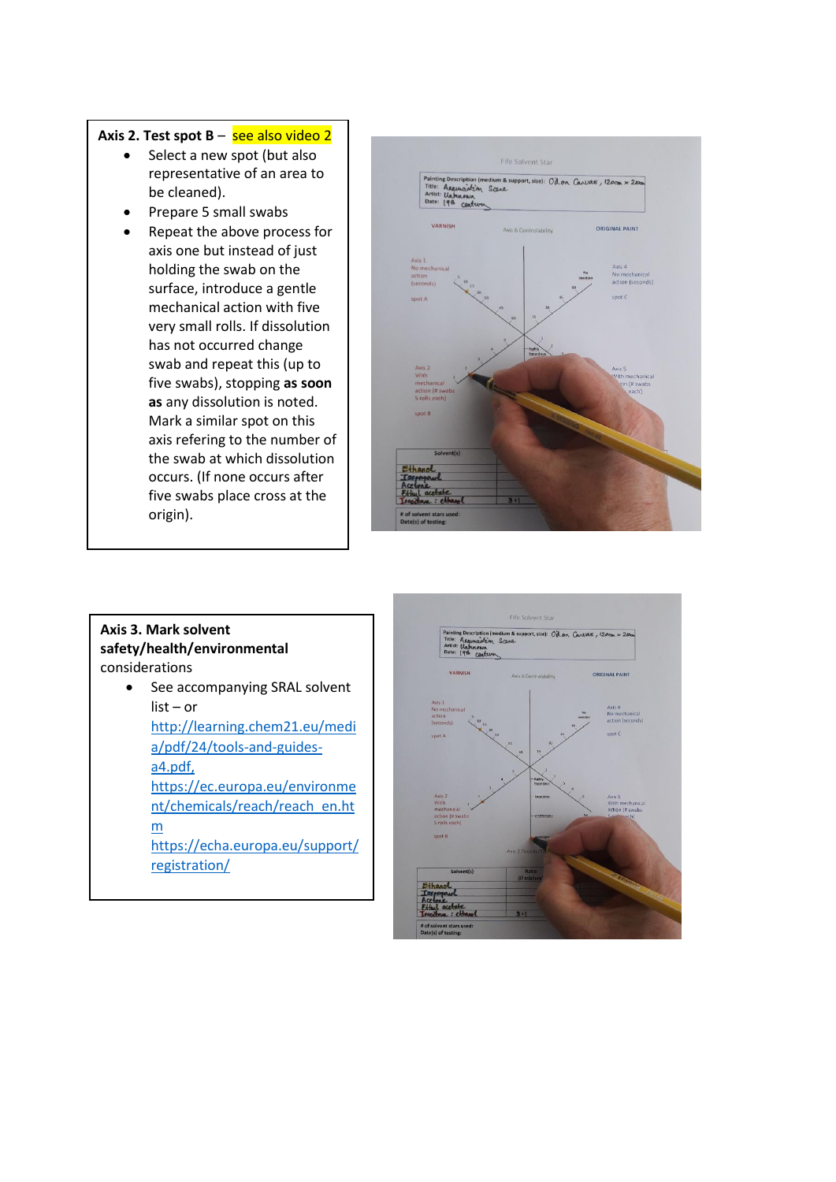**Axis 2. Test spot B** – see also video 2

- Select a new spot (but also representative of an area to be cleaned).
- Prepare 5 small swabs
- Repeat the above process for axis one but instead of just holding the swab on the surface, introduce a gentle mechanical action with five very small rolls. If dissolution has not occurred change swab and repeat this (up to five swabs), stopping **as soon as** any dissolution is noted. Mark a similar spot on this axis refering to the number of the swab at which dissolution occurs. (If none occurs after five swabs place cross at the origin).

**Axis 3. Mark solvent safety/health/environmental** considerations

- See accompanying SRAL solvent list – or http://learning.chem21.eu/media/pdf/24/tools-and-guides-a4.pdf, https://ec.europa.eu/environment/chemicals/reach/reach_en.htm https://echa.europa.eu/support/registration/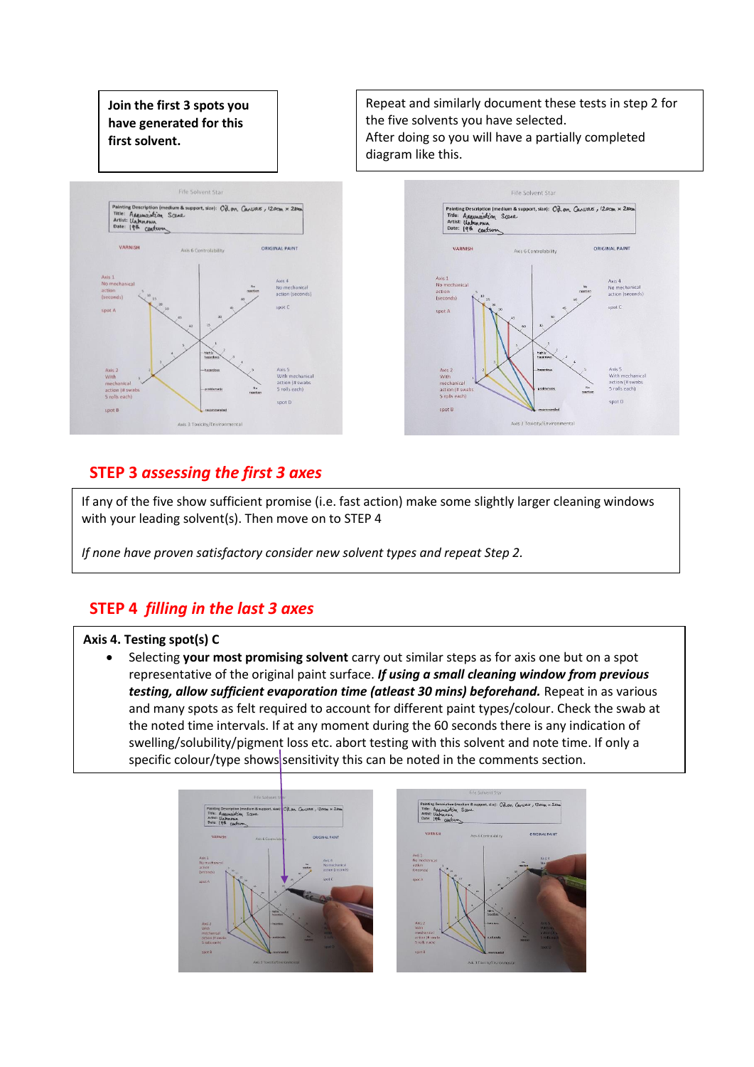**Join the first 3 spots you have generated for this first solvent.**

Repeat and similarly document these tests in step 2 for the five solvents you have selected.
After doing so you will have a partially completed diagram like this.

## STEP 3 *assessing the first 3 axes*

If any of the five show sufficient promise (i.e. fast action) make some slightly larger cleaning windows with your leading solvent(s). Then move on to STEP 4

*If none have proven satisfactory consider new solvent types and repeat Step 2.*

## STEP 4 *filling in the last 3 axes*

**Axis 4. Testing spot(s) C**

- Selecting **your most promising solvent** carry out similar steps as for axis one but on a spot representative of the original paint surface. ***If using a small cleaning window from previous testing, allow sufficient evaporation time (atleast 30 mins) beforehand.*** Repeat in as various and many spots as felt required to account for different paint types/colour. Check the swab at the noted time intervals. If at any moment during the 60 seconds there is any indication of swelling/solubility/pigment loss etc. abort testing with this solvent and note time. If only a specific colour/type shows sensitivity this can be noted in the comments section.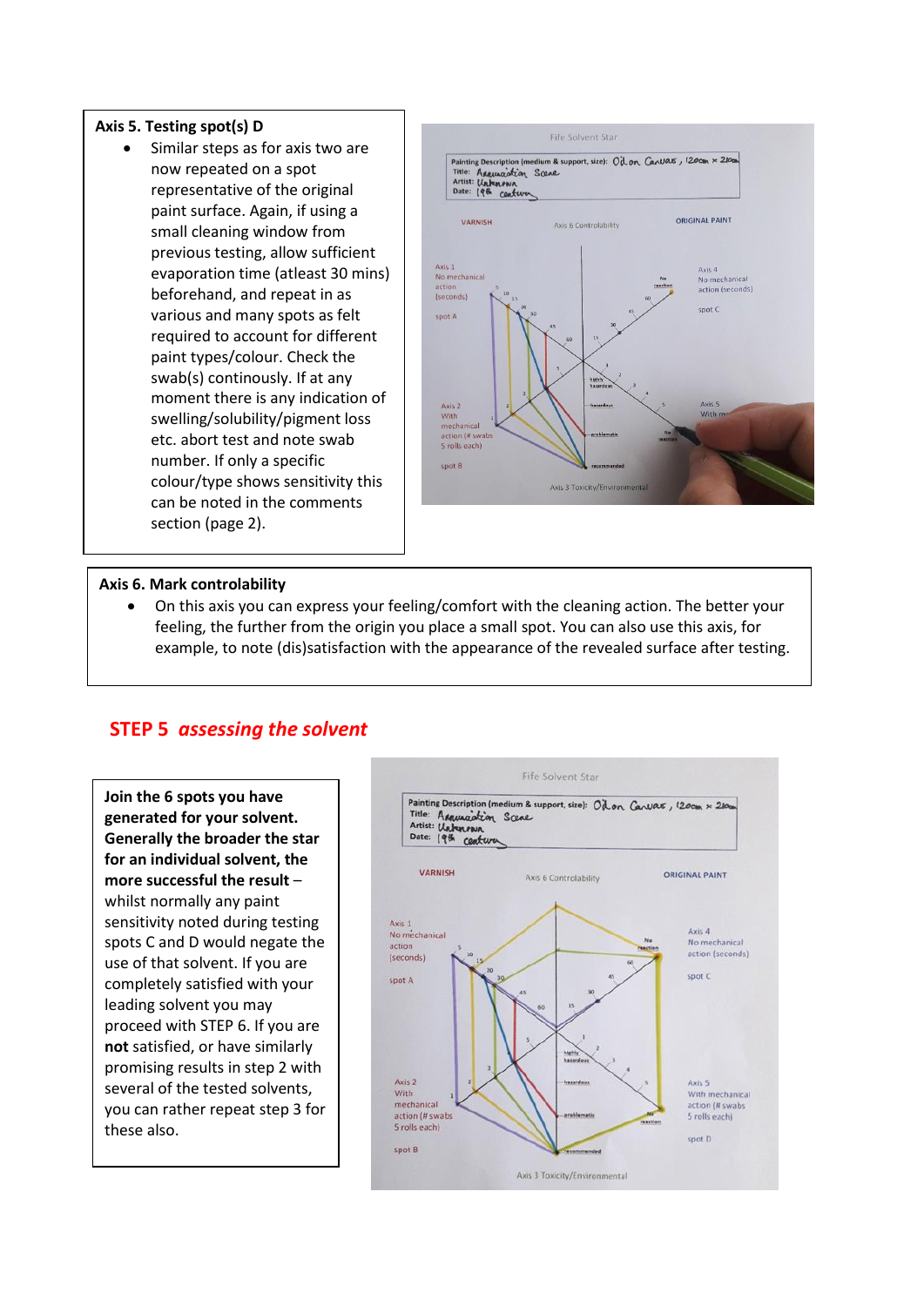### Axis 5. Testing spot(s) D

- Similar steps as for axis two are now repeated on a spot representative of the original paint surface. Again, if using a small cleaning window from previous testing, allow sufficient evaporation time (atleast 30 mins) beforehand, and repeat in as various and many spots as felt required to account for different paint types/colour. Check the swab(s) continously. If at any moment there is any indication of swelling/solubility/pigment loss etc. abort test and note swab number. If only a specific colour/type shows sensitivity this can be noted in the comments section (page 2).

### Axis 6. Mark controlability

- On this axis you can express your feeling/comfort with the cleaning action. The better your feeling, the further from the origin you place a small spot. You can also use this axis, for example, to note (dis)satisfaction with the appearance of the revealed surface after testing.

## STEP 5 *assessing the solvent*

**Join the 6 spots you have generated for your solvent. Generally the broader the star for an individual solvent, the more successful the result** – whilst normally any paint sensitivity noted during testing spots C and D would negate the use of that solvent. If you are completely satisfied with your leading solvent you may proceed with STEP 6. If you are **not** satisfied, or have similarly promising results in step 2 with several of the tested solvents, you can rather repeat step 3 for these also.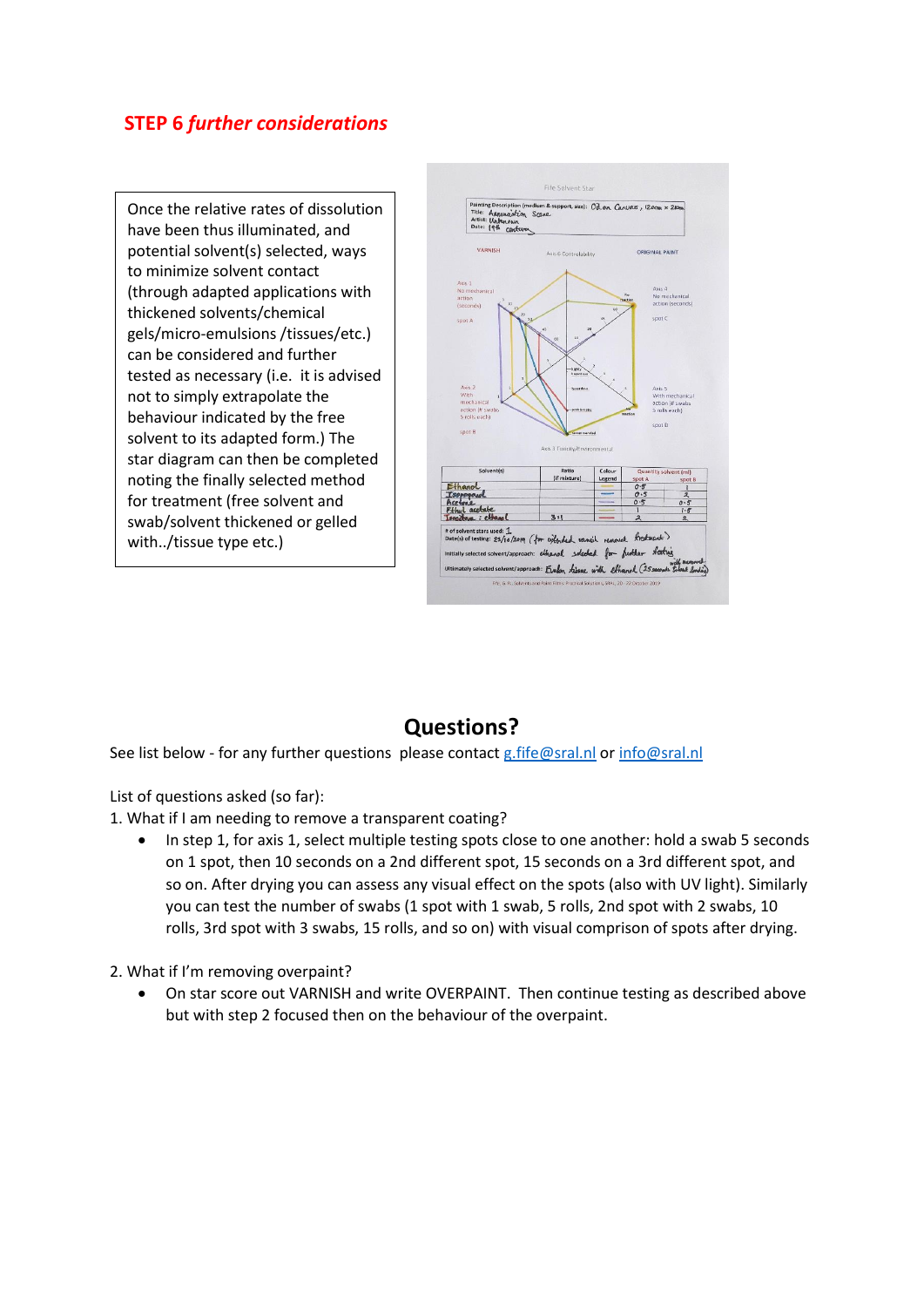## STEP 6 *further considerations*

Once the relative rates of dissolution have been thus illuminated, and potential solvent(s) selected, ways to minimize solvent contact (through adapted applications with thickened solvents/chemical gels/micro-emulsions /tissues/etc.) can be considered and further tested as necessary (i.e. it is advised not to simply extrapolate the behaviour indicated by the free solvent to its adapted form.) The star diagram can then be completed noting the finally selected method for treatment (free solvent and swab/solvent thickened or gelled with../tissue type etc.)

# Questions?

See list below - for any further questions please contact g.fife@sral.nl or info@sral.nl

List of questions asked (so far):

1. What if I am needing to remove a transparent coating?
   - In step 1, for axis 1, select multiple testing spots close to one another: hold a swab 5 seconds on 1 spot, then 10 seconds on a 2nd different spot, 15 seconds on a 3rd different spot, and so on. After drying you can assess any visual effect on the spots (also with UV light). Similarly you can test the number of swabs (1 spot with 1 swab, 5 rolls, 2nd spot with 2 swabs, 10 rolls, 3rd spot with 3 swabs, 15 rolls, and so on) with visual comprison of spots after drying.

2. What if I'm removing overpaint?
   - On star score out VARNISH and write OVERPAINT. Then continue testing as described above but with step 2 focused then on the behaviour of the overpaint.